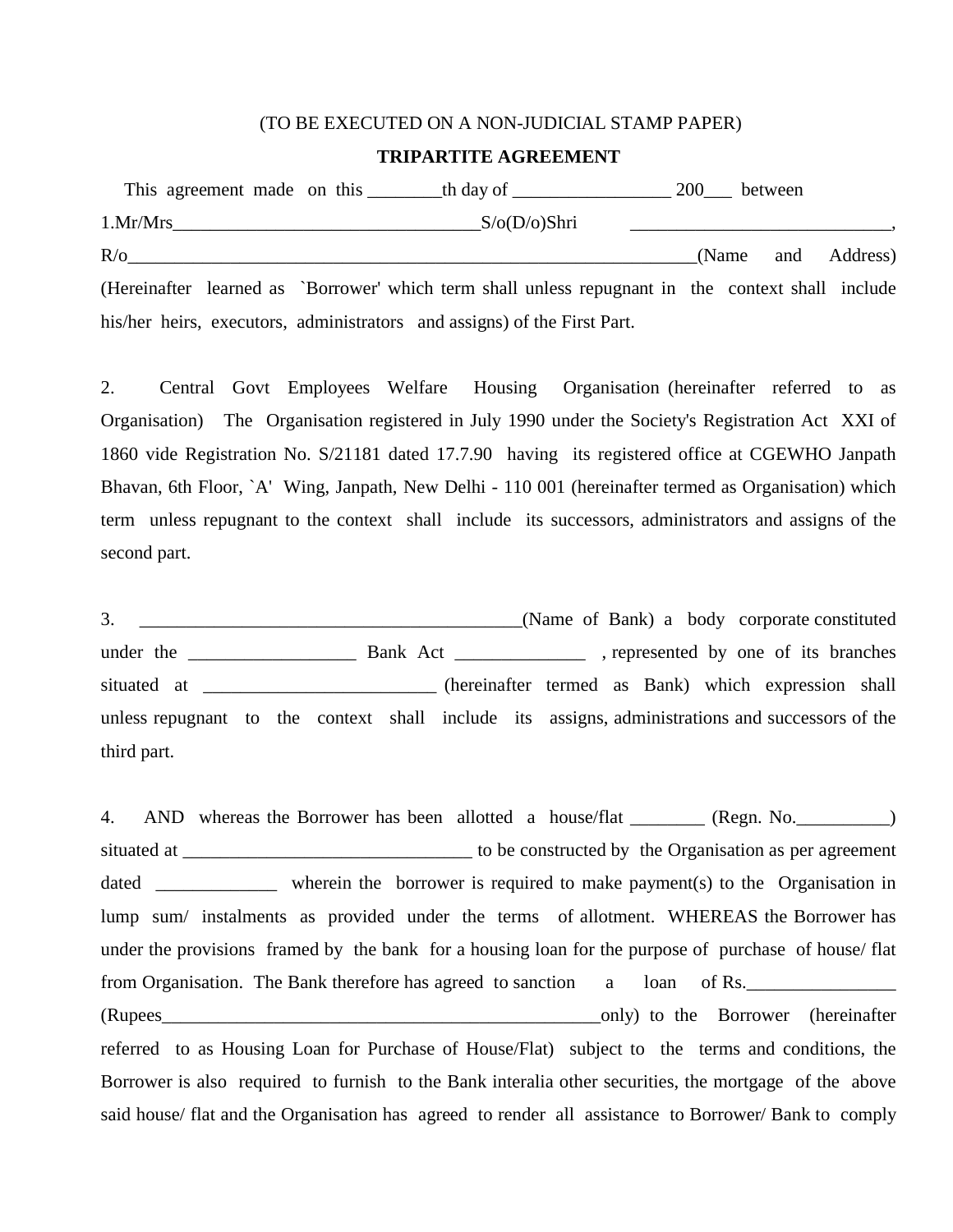(TO BE EXECUTED ON A NON-JUDICIAL STAMP PAPER)

**TRIPARTITE AGREEMENT**

This agreement made on this ________th day of _________________ 200___ between

1.Mr/Mrs__________________________________S/o(D/o)Shri ____________________________, R/o______________________________________________________________(Name and Address) (Hereinafter learned as `Borrower' which term shall unless repugnant in the context shall include his/her heirs, executors, administrators and assigns) of the First Part.

2. Central Govt Employees Welfare Housing Organisation (hereinafter referred to as Organisation) The Organisation registered in July 1990 under the Society's Registration Act XXI of 1860 vide Registration No. S/21181 dated 17.7.90 having its registered office at CGEWHO Janpath Bhavan, 6th Floor, `A' Wing, Janpath, New Delhi - 110 001 (hereinafter termed as Organisation) which term unless repugnant to the context shall include its successors, administrators and assigns of the second part.

3. __________________________________________(Name of Bank) a body corporate constituted under the __________________ Bank Act ______________ , represented by one of its branches situated at _________________________ (hereinafter termed as Bank) which expression shall unless repugnant to the context shall include its assigns, administrations and successors of the third part.

4. AND whereas the Borrower has been allotted a house/flat ________ (Regn. No.__________) situated at ________________________________ to be constructed by the Organisation as per agreement dated _____________ wherein the borrower is required to make payment(s) to the Organisation in lump sum/ instalments as provided under the terms of allotment. WHEREAS the Borrower has under the provisions framed by the bank for a housing loan for the purpose of purchase of house/ flat from Organisation. The Bank therefore has agreed to sanction a loan of Rs.________________ (Rupees___________________________________________________only) to the Borrower (hereinafter referred to as Housing Loan for Purchase of House/Flat) subject to the terms and conditions, the Borrower is also required to furnish to the Bank interalia other securities, the mortgage of the above said house/ flat and the Organisation has agreed to render all assistance to Borrower/ Bank to comply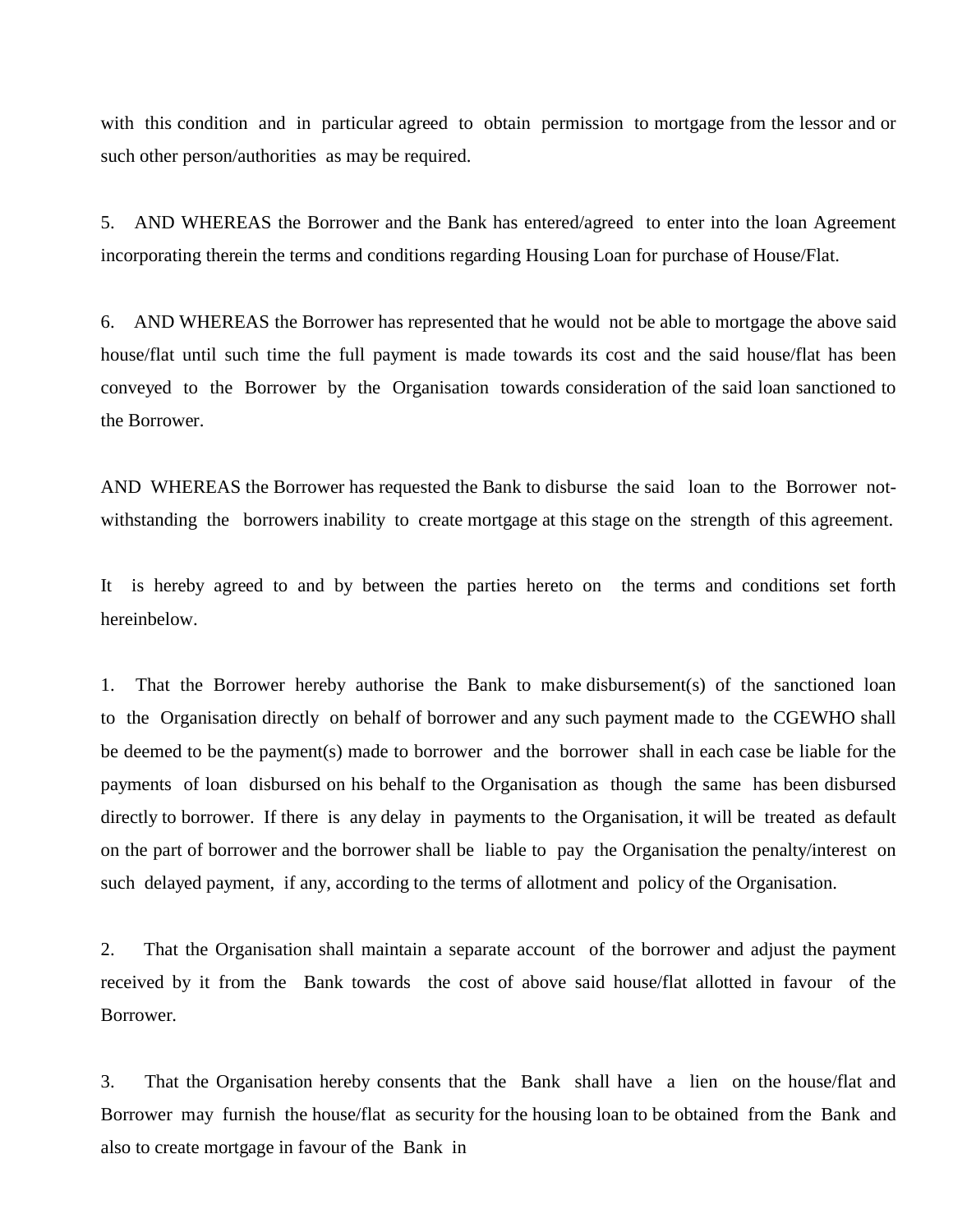with this condition and in particular agreed to obtain permission to mortgage from the lessor and or such other person/authorities as may be required.

5. AND WHEREAS the Borrower and the Bank has entered/agreed to enter into the loan Agreement incorporating therein the terms and conditions regarding Housing Loan for purchase of House/Flat.

6. AND WHEREAS the Borrower has represented that he would not be able to mortgage the above said house/flat until such time the full payment is made towards its cost and the said house/flat has been conveyed to the Borrower by the Organisation towards consideration of the said loan sanctioned to the Borrower.

AND WHEREAS the Borrower has requested the Bank to disburse the said loan to the Borrower not-withstanding the borrowers inability to create mortgage at this stage on the strength of this agreement.

It is hereby agreed to and by between the parties hereto on the terms and conditions set forth hereinbelow.

1. That the Borrower hereby authorise the Bank to make disbursement(s) of the sanctioned loan to the Organisation directly on behalf of borrower and any such payment made to the CGEWHO shall be deemed to be the payment(s) made to borrower and the borrower shall in each case be liable for the payments of loan disbursed on his behalf to the Organisation as though the same has been disbursed directly to borrower. If there is any delay in payments to the Organisation, it will be treated as default on the part of borrower and the borrower shall be liable to pay the Organisation the penalty/interest on such delayed payment, if any, according to the terms of allotment and policy of the Organisation.

2. That the Organisation shall maintain a separate account of the borrower and adjust the payment received by it from the Bank towards the cost of above said house/flat allotted in favour of the Borrower.

3. That the Organisation hereby consents that the Bank shall have a lien on the house/flat and Borrower may furnish the house/flat as security for the housing loan to be obtained from the Bank and also to create mortgage in favour of the Bank in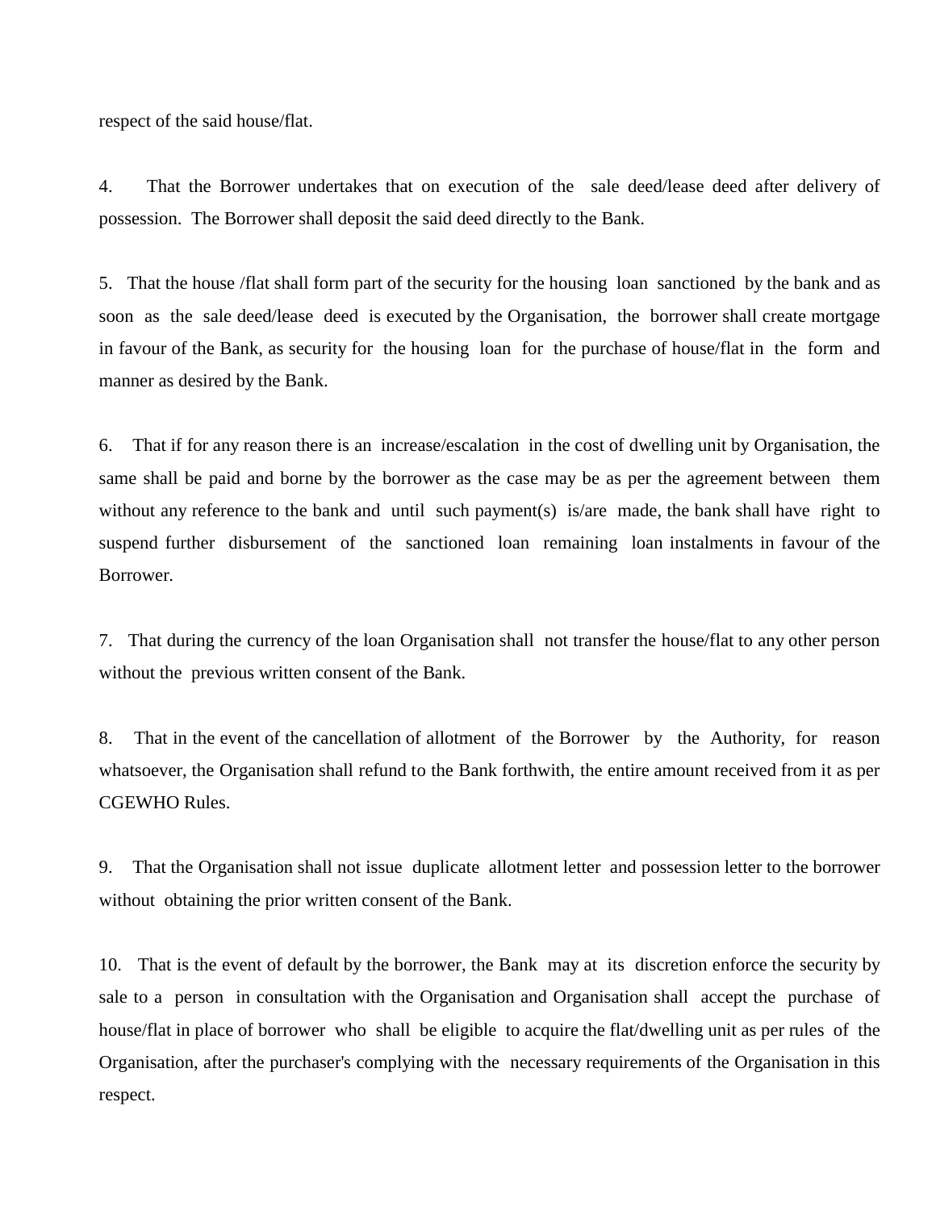respect of the said house/flat.

4. That the Borrower undertakes that on execution of the sale deed/lease deed after delivery of possession. The Borrower shall deposit the said deed directly to the Bank.

5. That the house /flat shall form part of the security for the housing loan sanctioned by the bank and as soon as the sale deed/lease deed is executed by the Organisation, the borrower shall create mortgage in favour of the Bank, as security for the housing loan for the purchase of house/flat in the form and manner as desired by the Bank.

6. That if for any reason there is an increase/escalation in the cost of dwelling unit by Organisation, the same shall be paid and borne by the borrower as the case may be as per the agreement between them without any reference to the bank and until such payment(s) is/are made, the bank shall have right to suspend further disbursement of the sanctioned loan remaining loan instalments in favour of the Borrower.

7. That during the currency of the loan Organisation shall not transfer the house/flat to any other person without the previous written consent of the Bank.

8. That in the event of the cancellation of allotment of the Borrower by the Authority, for reason whatsoever, the Organisation shall refund to the Bank forthwith, the entire amount received from it as per CGEWHO Rules.

9. That the Organisation shall not issue duplicate allotment letter and possession letter to the borrower without obtaining the prior written consent of the Bank.

10. That is the event of default by the borrower, the Bank may at its discretion enforce the security by sale to a person in consultation with the Organisation and Organisation shall accept the purchase of house/flat in place of borrower who shall be eligible to acquire the flat/dwelling unit as per rules of the Organisation, after the purchaser's complying with the necessary requirements of the Organisation in this respect.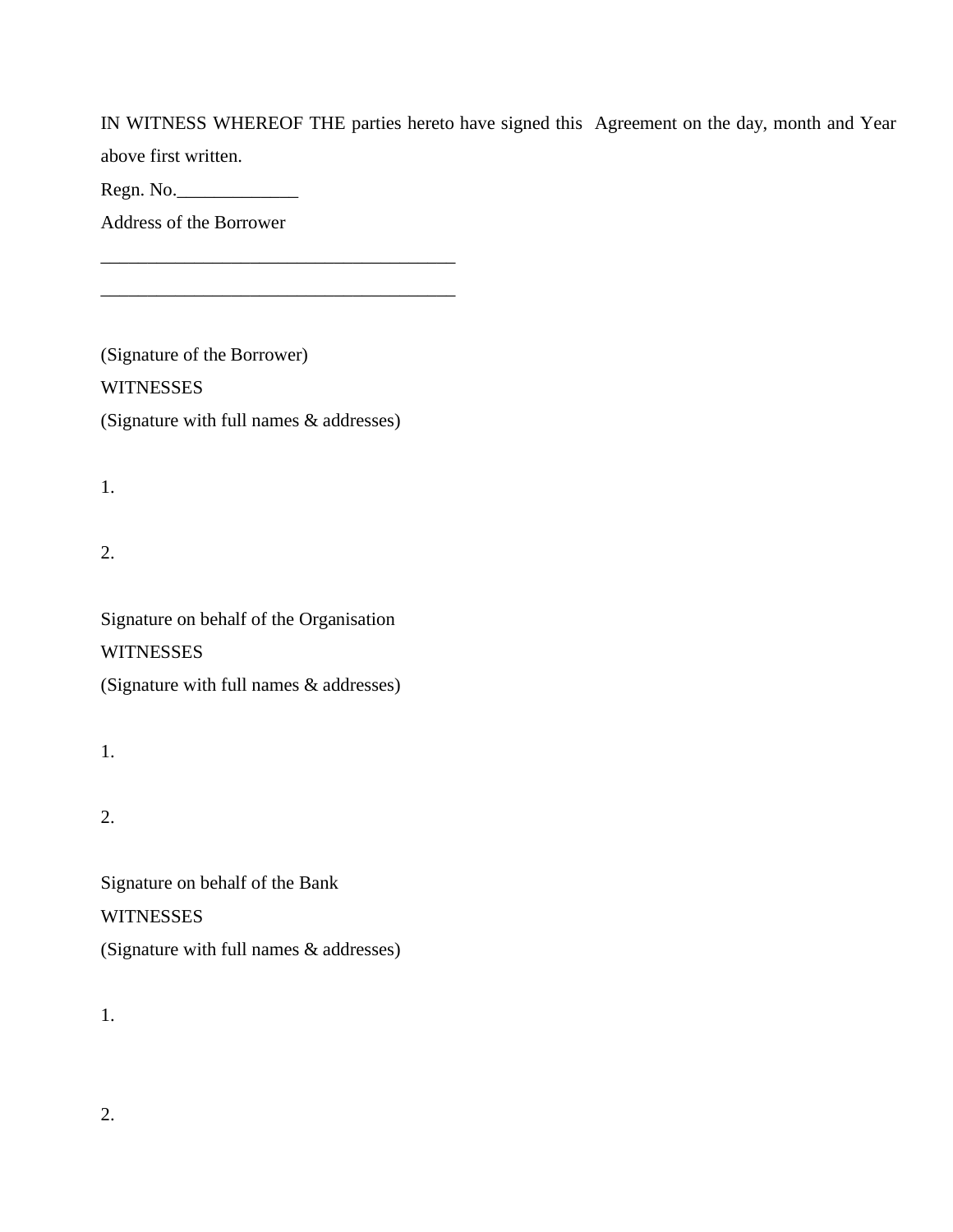IN WITNESS WHEREOF THE parties hereto have signed this Agreement on the day, month and Year above first written.

Regn. No._____________

Address of the Borrower

_______________________________________

_______________________________________

(Signature of the Borrower)

WITNESSES

(Signature with full names & addresses)

1.

2.

Signature on behalf of the Organisation

WITNESSES

(Signature with full names & addresses)

1.

2.

Signature on behalf of the Bank

WITNESSES

(Signature with full names & addresses)

1.

2.